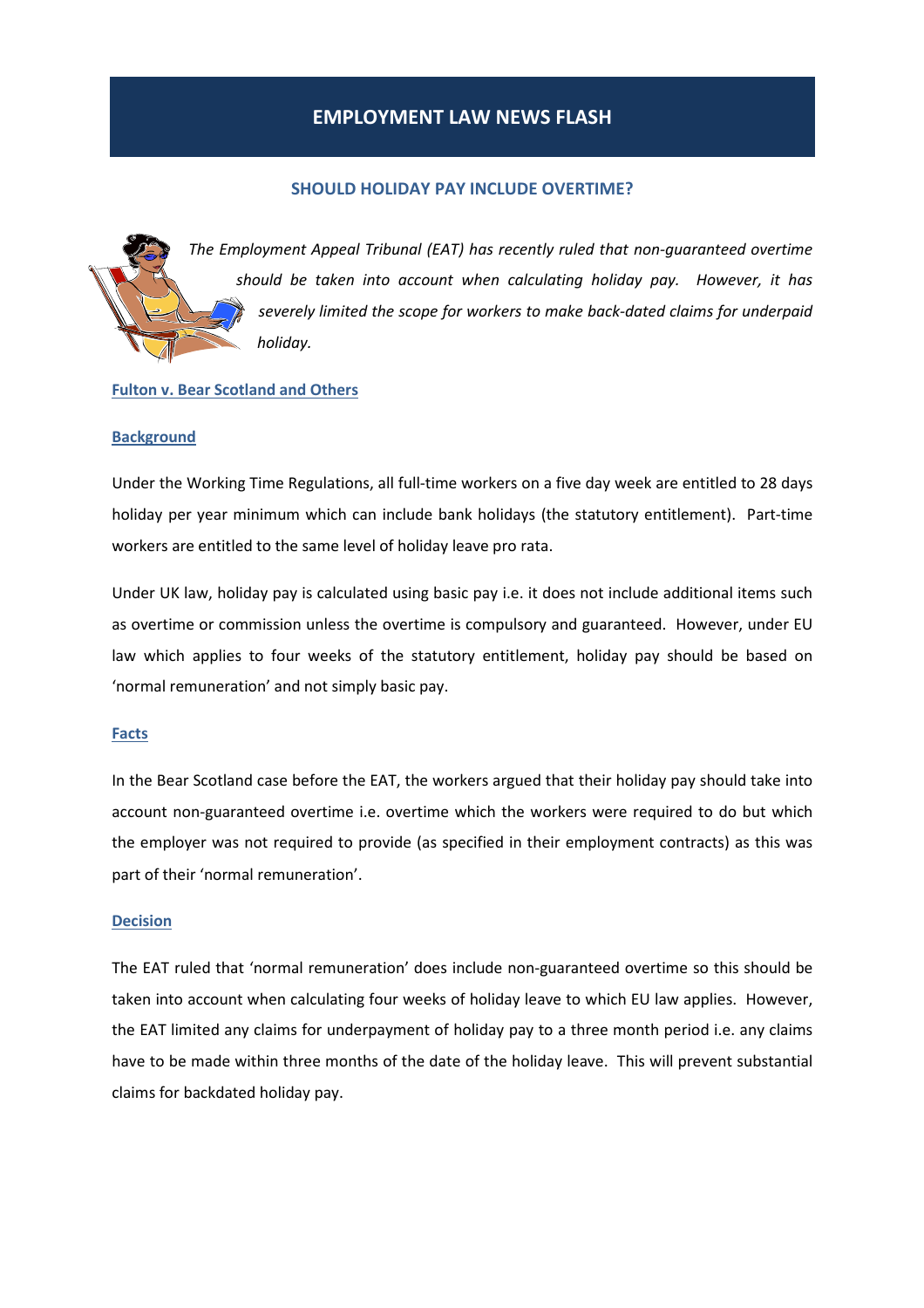# EMPLOYMENT LAW NEWS FLASH

## SHOULD HOLIDAY PAY INCLUDE OVERTIME?

*The Employment Appeal Tribunal (EAT) has recently ruled that non-guaranteed overtime should be taken into account when calculating holiday pay. However, it has severely limited the scope for workers to make back-dated claims for underpaid holiday.*

### Fulton v. Bear Scotland and Others

### Background

Under the Working Time Regulations, all full-time workers on a five day week are entitled to 28 days holiday per year minimum which can include bank holidays (the statutory entitlement). Part-time workers are entitled to the same level of holiday leave pro rata.

Under UK law, holiday pay is calculated using basic pay i.e. it does not include additional items such as overtime or commission unless the overtime is compulsory and guaranteed. However, under EU law which applies to four weeks of the statutory entitlement, holiday pay should be based on 'normal remuneration' and not simply basic pay.

### Facts

In the Bear Scotland case before the EAT, the workers argued that their holiday pay should take into account non-guaranteed overtime i.e. overtime which the workers were required to do but which the employer was not required to provide (as specified in their employment contracts) as this was part of their 'normal remuneration'.

### Decision

The EAT ruled that 'normal remuneration' does include non-guaranteed overtime so this should be taken into account when calculating four weeks of holiday leave to which EU law applies. However, the EAT limited any claims for underpayment of holiday pay to a three month period i.e. any claims have to be made within three months of the date of the holiday leave. This will prevent substantial claims for backdated holiday pay.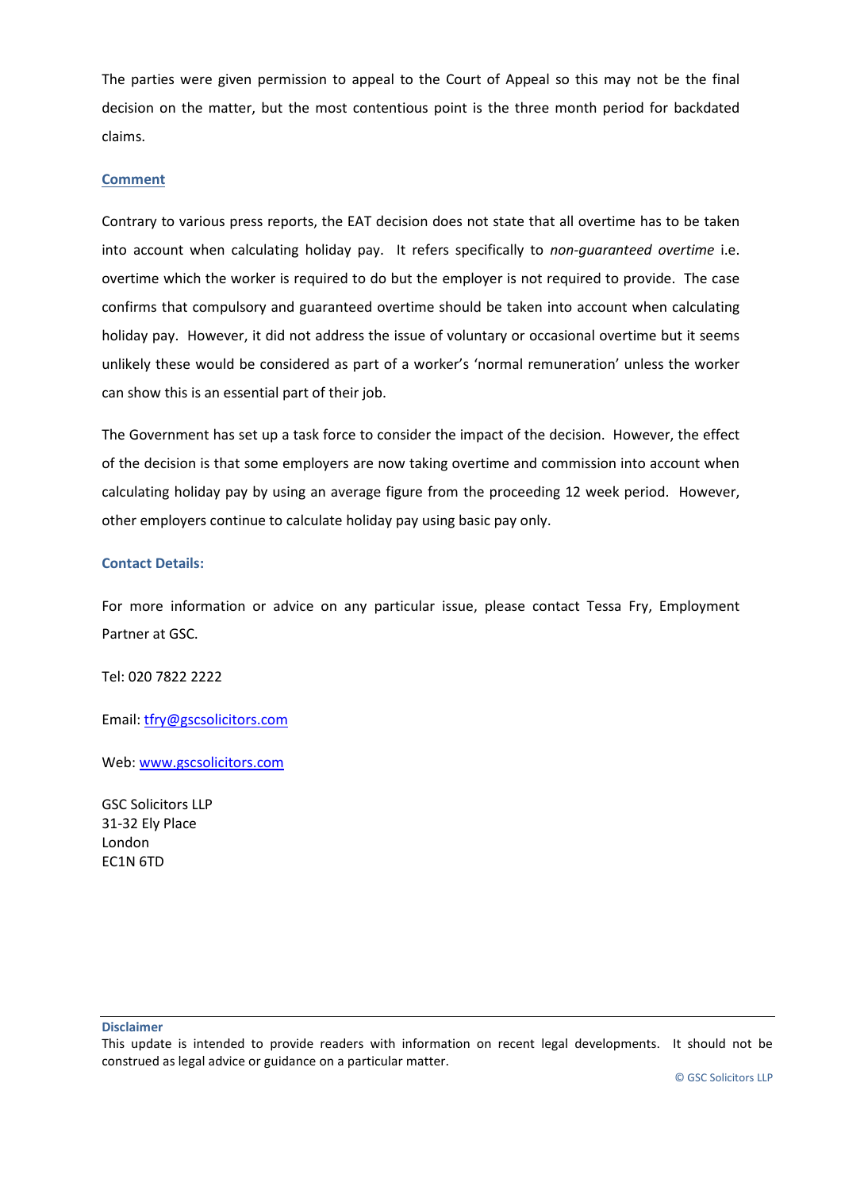The parties were given permission to appeal to the Court of Appeal so this may not be the final decision on the matter, but the most contentious point is the three month period for backdated claims.

## Comment

Contrary to various press reports, the EAT decision does not state that all overtime has to be taken into account when calculating holiday pay. It refers specifically to *non-guaranteed overtime* i.e. overtime which the worker is required to do but the employer is not required to provide. The case confirms that compulsory and guaranteed overtime should be taken into account when calculating holiday pay. However, it did not address the issue of voluntary or occasional overtime but it seems unlikely these would be considered as part of a worker's 'normal remuneration' unless the worker can show this is an essential part of their job.

The Government has set up a task force to consider the impact of the decision. However, the effect of the decision is that some employers are now taking overtime and commission into account when calculating holiday pay by using an average figure from the proceeding 12 week period. However, other employers continue to calculate holiday pay using basic pay only.

## Contact Details:

For more information or advice on any particular issue, please contact Tessa Fry, Employment Partner at GSC.

Tel: 020 7822 2222

Email: tfry@gscsolicitors.com

Web: www.gscsolicitors.com

GSC Solicitors LLP
31-32 Ely Place
London
EC1N 6TD

**Disclaimer**
This update is intended to provide readers with information on recent legal developments. It should not be construed as legal advice or guidance on a particular matter.

© GSC Solicitors LLP